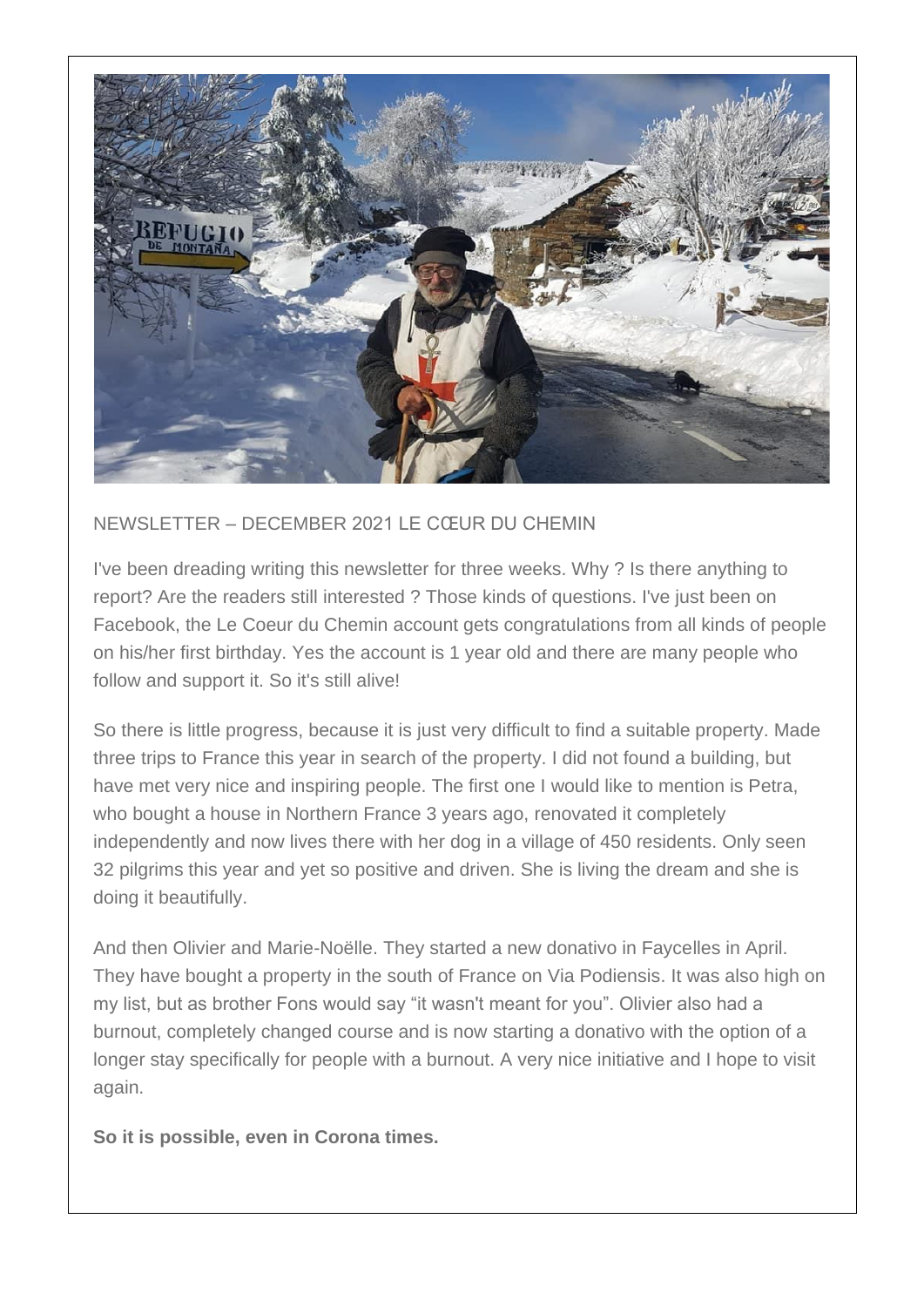NEWSLETTER – DECEMBER 2021 LE CŒUR DU CHEMIN

I've been dreading writing this newsletter for three weeks. Why ? Is there anything to report? Are the readers still interested ? Those kinds of questions. I've just been on Facebook, the Le Coeur du Chemin account gets congratulations from all kinds of people on his/her first birthday. Yes the account is 1 year old and there are many people who follow and support it. So it's still alive!

So there is little progress, because it is just very difficult to find a suitable property. Made three trips to France this year in search of the property. I did not found a building, but have met very nice and inspiring people. The first one I would like to mention is Petra, who bought a house in Northern France 3 years ago, renovated it completely independently and now lives there with her dog in a village of 450 residents. Only seen 32 pilgrims this year and yet so positive and driven. She is living the dream and she is doing it beautifully.

And then Olivier and Marie-Noëlle. They started a new donativo in Faycelles in April. They have bought a property in the south of France on Via Podiensis. It was also high on my list, but as brother Fons would say "it wasn't meant for you". Olivier also had a burnout, completely changed course and is now starting a donativo with the option of a longer stay specifically for people with a burnout. A very nice initiative and I hope to visit again.

**So it is possible, even in Corona times.**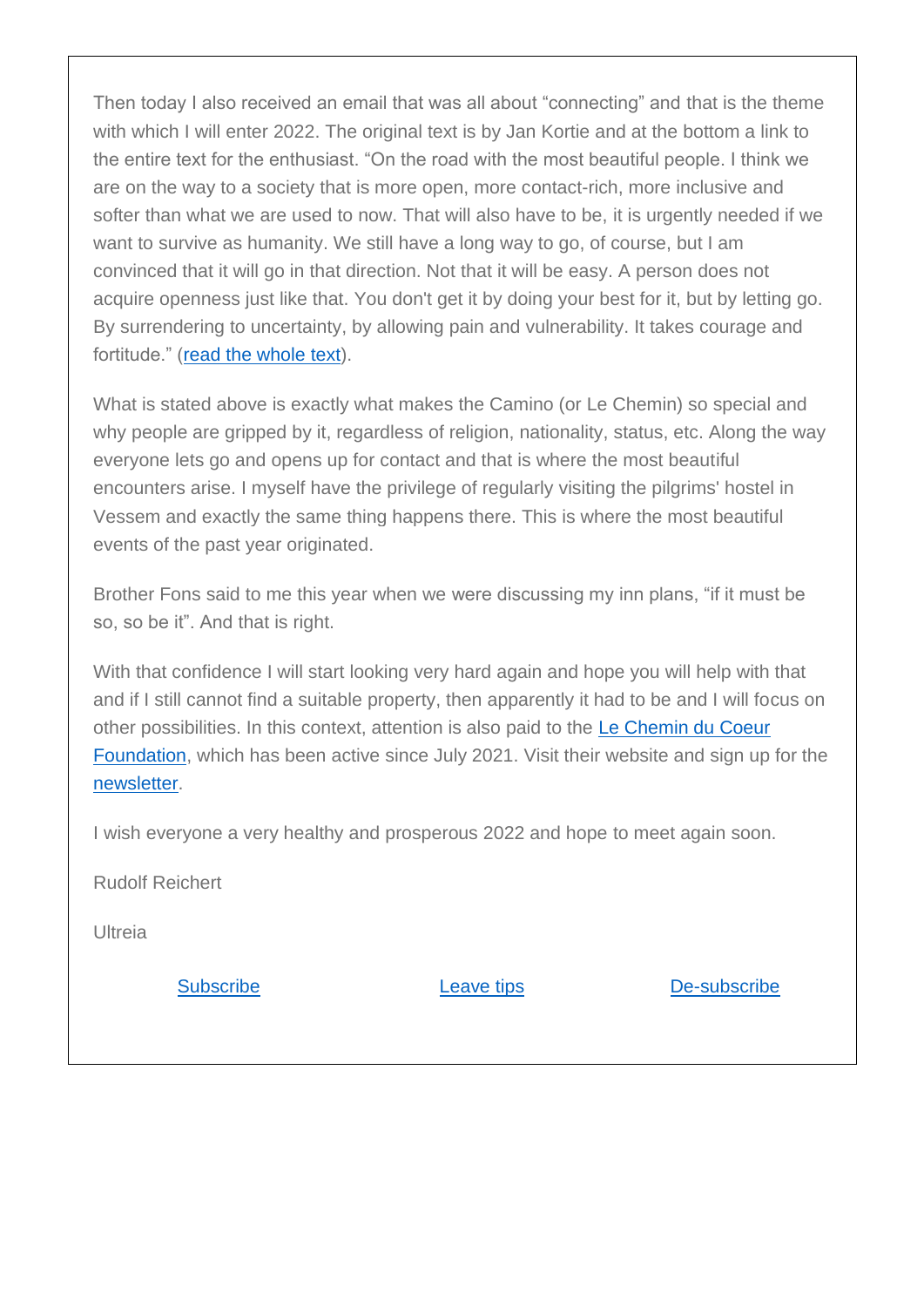Then today I also received an email that was all about “connecting” and that is the theme with which I will enter 2022. The original text is by Jan Kortie and at the bottom a link to the entire text for the enthusiast. “On the road with the most beautiful people. I think we are on the way to a society that is more open, more contact-rich, more inclusive and softer than what we are used to now. That will also have to be, it is urgently needed if we want to survive as humanity. We still have a long way to go, of course, but I am convinced that it will go in that direction. Not that it will be easy. A person does not acquire openness just like that. You don't get it by doing your best for it, but by letting go. By surrendering to uncertainty, by allowing pain and vulnerability. It takes courage and fortitude.” (read the whole text).

What is stated above is exactly what makes the Camino (or Le Chemin) so special and why people are gripped by it, regardless of religion, nationality, status, etc. Along the way everyone lets go and opens up for contact and that is where the most beautiful encounters arise. I myself have the privilege of regularly visiting the pilgrims' hostel in Vessem and exactly the same thing happens there. This is where the most beautiful events of the past year originated.

Brother Fons said to me this year when we were discussing my inn plans, “if it must be so, so be it”. And that is right.

With that confidence I will start looking very hard again and hope you will help with that and if I still cannot find a suitable property, then apparently it had to be and I will focus on other possibilities. In this context, attention is also paid to the Le Chemin du Coeur Foundation, which has been active since July 2021. Visit their website and sign up for the newsletter.

I wish everyone a very healthy and prosperous 2022 and hope to meet again soon.

Rudolf Reichert

Ultreia

Subscribe Leave tips De-subscribe